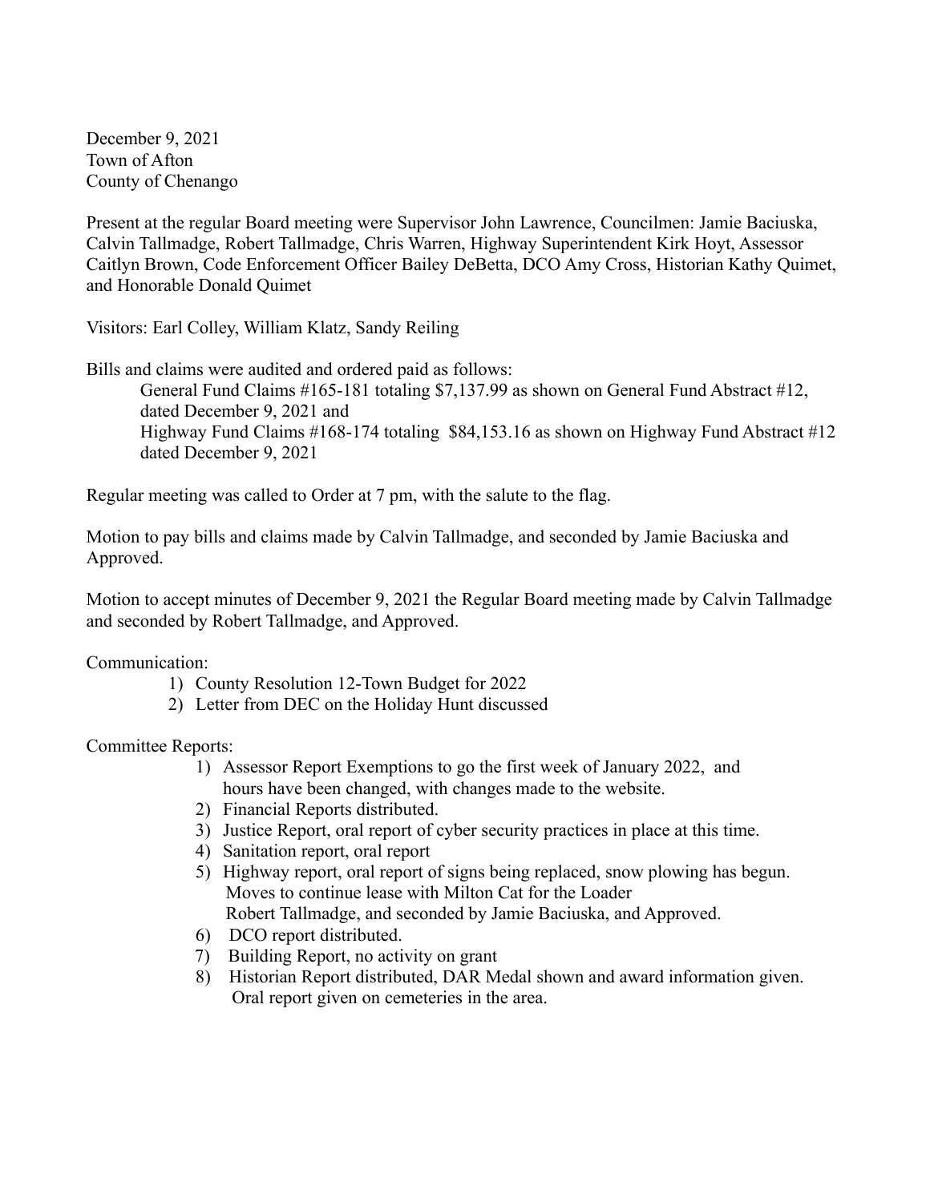December 9, 2021
Town of Afton
County of Chenango

Present at the regular Board meeting were Supervisor John Lawrence, Councilmen: Jamie Baciuska, Calvin Tallmadge, Robert Tallmadge, Chris Warren, Highway Superintendent Kirk Hoyt, Assessor Caitlyn Brown, Code Enforcement Officer Bailey DeBetta, DCO Amy Cross, Historian Kathy Quimet, and Honorable Donald Quimet

Visitors: Earl Colley, William Klatz, Sandy Reiling

Bills and claims were audited and ordered paid as follows:

General Fund Claims #165-181 totaling $7,137.99 as shown on General Fund Abstract #12, dated December 9, 2021 and
Highway Fund Claims #168-174 totaling $84,153.16 as shown on Highway Fund Abstract #12 dated December 9, 2021

Regular meeting was called to Order at 7 pm, with the salute to the flag.

Motion to pay bills and claims made by Calvin Tallmadge, and seconded by Jamie Baciuska and Approved.

Motion to accept minutes of December 9, 2021 the Regular Board meeting made by Calvin Tallmadge and seconded by Robert Tallmadge, and Approved.

Communication:

1) County Resolution 12-Town Budget for 2022
2) Letter from DEC on the Holiday Hunt discussed

Committee Reports:

1) Assessor Report Exemptions to go the first week of January 2022, and hours have been changed, with changes made to the website.
2) Financial Reports distributed.
3) Justice Report, oral report of cyber security practices in place at this time.
4) Sanitation report, oral report
5) Highway report, oral report of signs being replaced, snow plowing has begun. Moves to continue lease with Milton Cat for the Loader Robert Tallmadge, and seconded by Jamie Baciuska, and Approved.
6) DCO report distributed.
7) Building Report, no activity on grant
8) Historian Report distributed, DAR Medal shown and award information given. Oral report given on cemeteries in the area.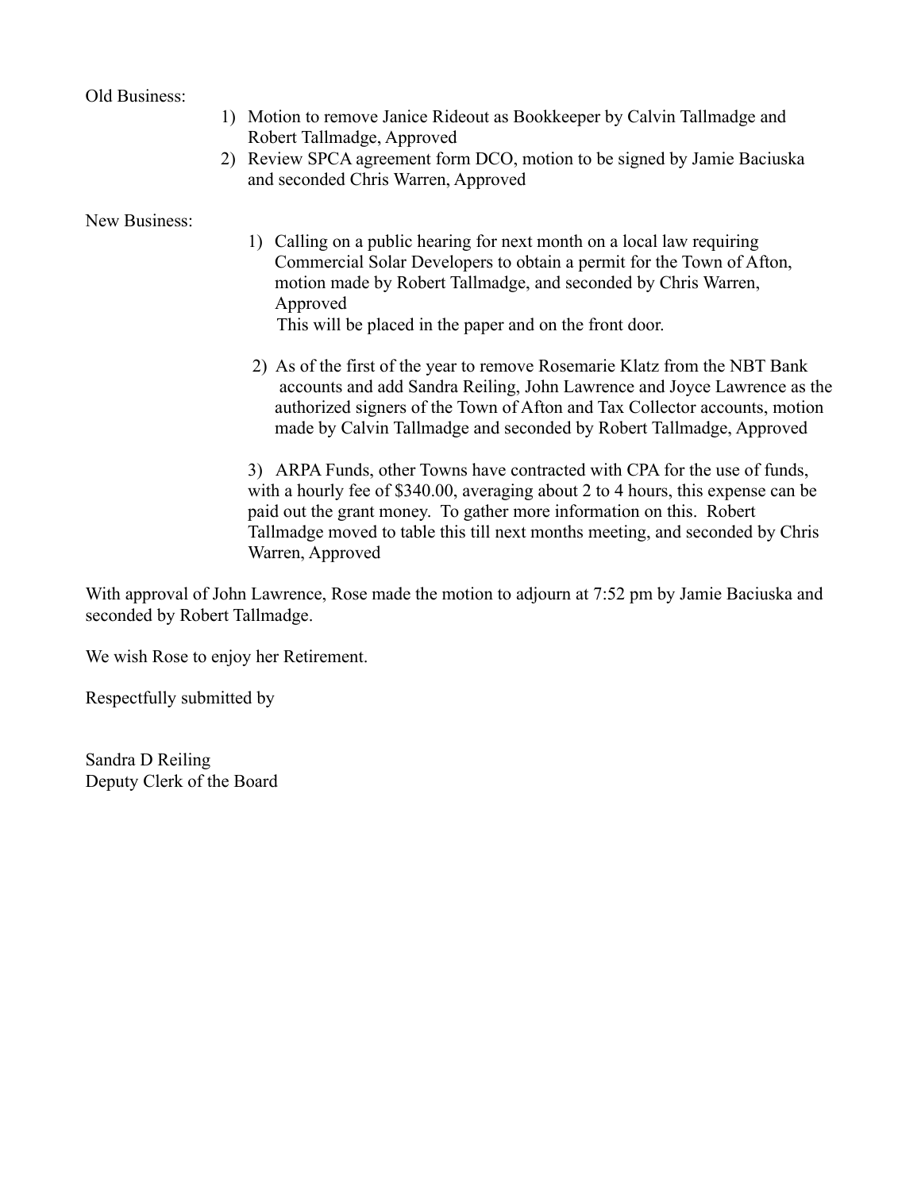Old Business:

1) Motion to remove Janice Rideout as Bookkeeper by Calvin Tallmadge and Robert Tallmadge, Approved
2) Review SPCA agreement form DCO, motion to be signed by Jamie Baciuska and seconded Chris Warren, Approved

New Business:

1) Calling on a public hearing for next month on a local law requiring Commercial Solar Developers to obtain a permit for the Town of Afton, motion made by Robert Tallmadge, and seconded by Chris Warren, Approved
   This will be placed in the paper and on the front door.

2) As of the first of the year to remove Rosemarie Klatz from the NBT Bank accounts and add Sandra Reiling, John Lawrence and Joyce Lawrence as the authorized signers of the Town of Afton and Tax Collector accounts, motion made by Calvin Tallmadge and seconded by Robert Tallmadge, Approved

3) ARPA Funds, other Towns have contracted with CPA for the use of funds, with a hourly fee of $340.00, averaging about 2 to 4 hours, this expense can be paid out the grant money. To gather more information on this. Robert Tallmadge moved to table this till next months meeting, and seconded by Chris Warren, Approved

With approval of John Lawrence, Rose made the motion to adjourn at 7:52 pm by Jamie Baciuska and seconded by Robert Tallmadge.

We wish Rose to enjoy her Retirement.

Respectfully submitted by

Sandra D Reiling
Deputy Clerk of the Board